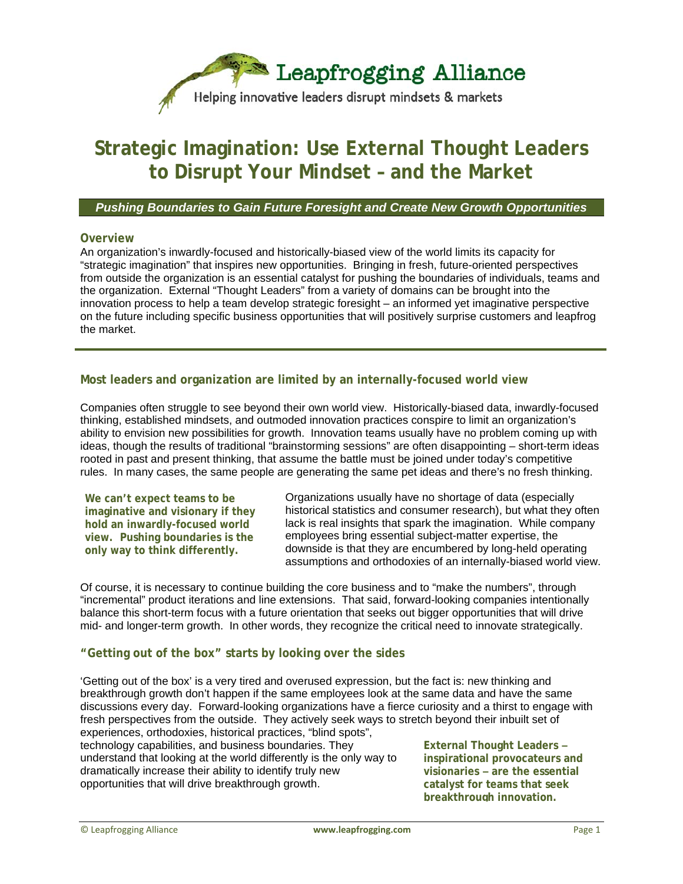Leapfrogging Alliance

Helping innovative leaders disrupt mindsets & markets

# Strategic Imagination: Use External Thought Leaders to Disrupt Your Mindset – and the Market

***Pushing Boundaries to Gain Future Foresight and Create New Growth Opportunities***

### Overview

An organization's inwardly-focused and historically-biased view of the world limits its capacity for "strategic imagination" that inspires new opportunities. Bringing in fresh, future-oriented perspectives from outside the organization is an essential catalyst for pushing the boundaries of individuals, teams and the organization. External "Thought Leaders" from a variety of domains can be brought into the innovation process to help a team develop strategic foresight – an informed yet imaginative perspective on the future including specific business opportunities that will positively surprise customers and leapfrog the market.

## Most leaders and organization are limited by an internally-focused world view

Companies often struggle to see beyond their own world view. Historically-biased data, inwardly-focused thinking, established mindsets, and outmoded innovation practices conspire to limit an organization's ability to envision new possibilities for growth. Innovation teams usually have no problem coming up with ideas, though the results of traditional "brainstorming sessions" are often disappointing – short-term ideas rooted in past and present thinking, that assume the battle must be joined under today's competitive rules. In many cases, the same people are generating the same pet ideas and there's no fresh thinking.

**We can't expect teams to be imaginative and visionary if they hold an inwardly-focused world view. Pushing boundaries is the only way to think differently.**

Organizations usually have no shortage of data (especially historical statistics and consumer research), but what they often lack is real insights that spark the imagination. While company employees bring essential subject-matter expertise, the downside is that they are encumbered by long-held operating assumptions and orthodoxies of an internally-biased world view.

Of course, it is necessary to continue building the core business and to "make the numbers", through "incremental" product iterations and line extensions. That said, forward-looking companies intentionally balance this short-term focus with a future orientation that seeks out bigger opportunities that will drive mid- and longer-term growth. In other words, they recognize the critical need to innovate strategically.

## "Getting out of the box" starts by looking over the sides

'Getting out of the box' is a very tired and overused expression, but the fact is: new thinking and breakthrough growth don't happen if the same employees look at the same data and have the same discussions every day. Forward-looking organizations have a fierce curiosity and a thirst to engage with fresh perspectives from the outside. They actively seek ways to stretch beyond their inbuilt set of experiences, orthodoxies, historical practices, "blind spots", technology capabilities, and business boundaries. They understand that looking at the world differently is the only way to dramatically increase their ability to identify truly new opportunities that will drive breakthrough growth.

**External Thought Leaders – inspirational provocateurs and visionaries – are the essential catalyst for teams that seek breakthrough innovation.**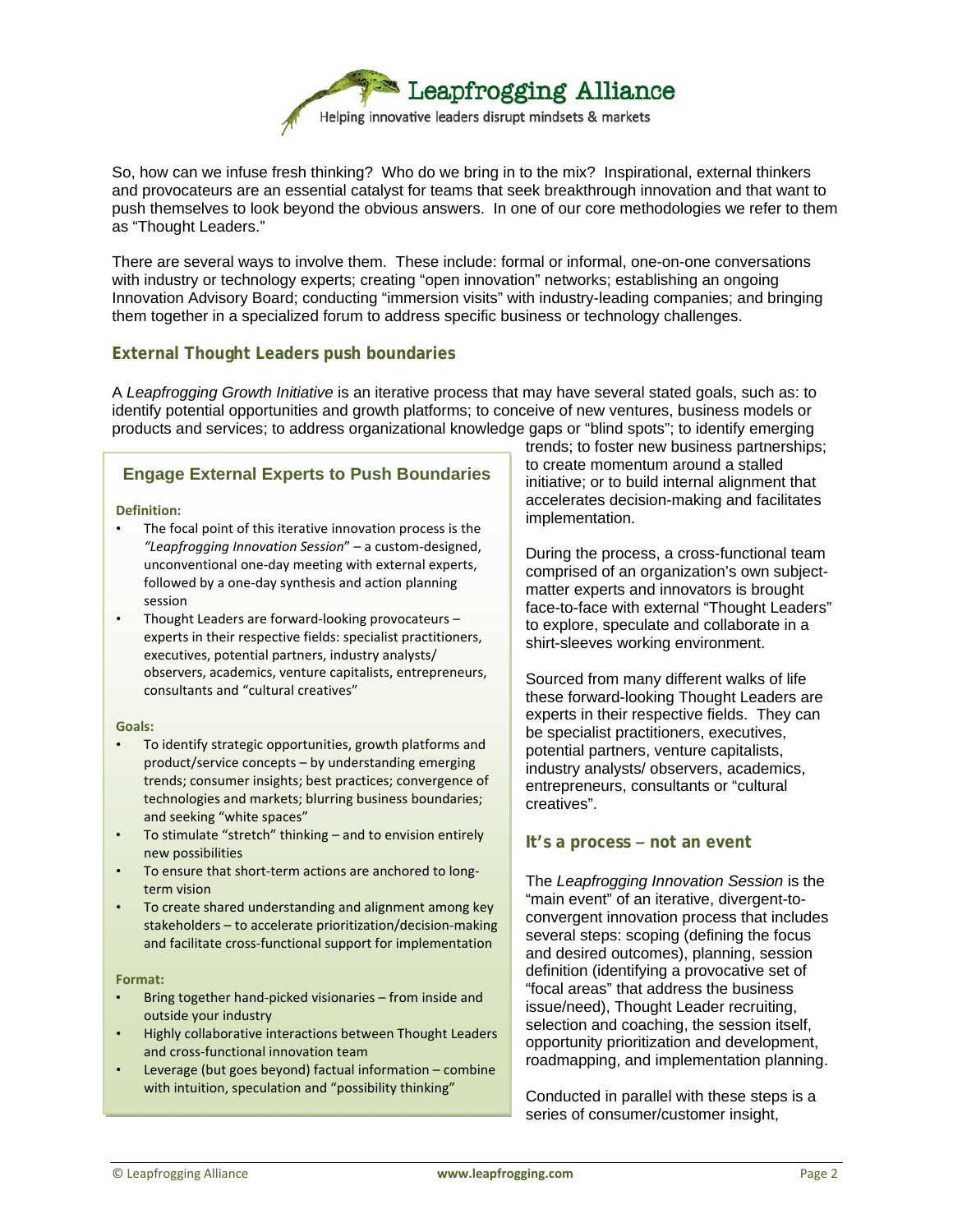So, how can we infuse fresh thinking? Who do we bring in to the mix? Inspirational, external thinkers and provocateurs are an essential catalyst for teams that seek breakthrough innovation and that want to push themselves to look beyond the obvious answers. In one of our core methodologies we refer to them as "Thought Leaders."

There are several ways to involve them. These include: formal or informal, one-on-one conversations with industry or technology experts; creating "open innovation" networks; establishing an ongoing Innovation Advisory Board; conducting "immersion visits" with industry-leading companies; and bringing them together in a specialized forum to address specific business or technology challenges.

## External Thought Leaders push boundaries

A *Leapfrogging Growth Initiative* is an iterative process that may have several stated goals, such as: to identify potential opportunities and growth platforms; to conceive of new ventures, business models or products and services; to address organizational knowledge gaps or "blind spots"; to identify emerging trends; to foster new business partnerships; to create momentum around a stalled initiative; or to build internal alignment that accelerates decision-making and facilitates implementation.

During the process, a cross-functional team comprised of an organization's own subject-matter experts and innovators is brought face-to-face with external "Thought Leaders" to explore, speculate and collaborate in a shirt-sleeves working environment.

Sourced from many different walks of life these forward-looking Thought Leaders are experts in their respective fields. They can be specialist practitioners, executives, potential partners, venture capitalists, industry analysts/ observers, academics, entrepreneurs, consultants or "cultural creatives".

### Engage External Experts to Push Boundaries

**Definition:**

- The focal point of this iterative innovation process is the *"Leapfrogging Innovation Session"* – a custom-designed, unconventional one-day meeting with external experts, followed by a one-day synthesis and action planning session
- Thought Leaders are forward-looking provocateurs – experts in their respective fields: specialist practitioners, executives, potential partners, industry analysts/ observers, academics, venture capitalists, entrepreneurs, consultants and "cultural creatives"

**Goals:**

- To identify strategic opportunities, growth platforms and product/service concepts – by understanding emerging trends; consumer insights; best practices; convergence of technologies and markets; blurring business boundaries; and seeking "white spaces"
- To stimulate "stretch" thinking – and to envision entirely new possibilities
- To ensure that short-term actions are anchored to long-term vision
- To create shared understanding and alignment among key stakeholders – to accelerate prioritization/decision-making and facilitate cross-functional support for implementation

**Format:**

- Bring together hand-picked visionaries – from inside and outside your industry
- Highly collaborative interactions between Thought Leaders and cross-functional innovation team
- Leverage (but goes beyond) factual information – combine with intuition, speculation and "possibility thinking"

## It's a process – not an event

The *Leapfrogging Innovation Session* is the "main event" of an iterative, divergent-to-convergent innovation process that includes several steps: scoping (defining the focus and desired outcomes), planning, session definition (identifying a provocative set of "focal areas" that address the business issue/need), Thought Leader recruiting, selection and coaching, the session itself, opportunity prioritization and development, roadmapping, and implementation planning.

Conducted in parallel with these steps is a series of consumer/customer insight,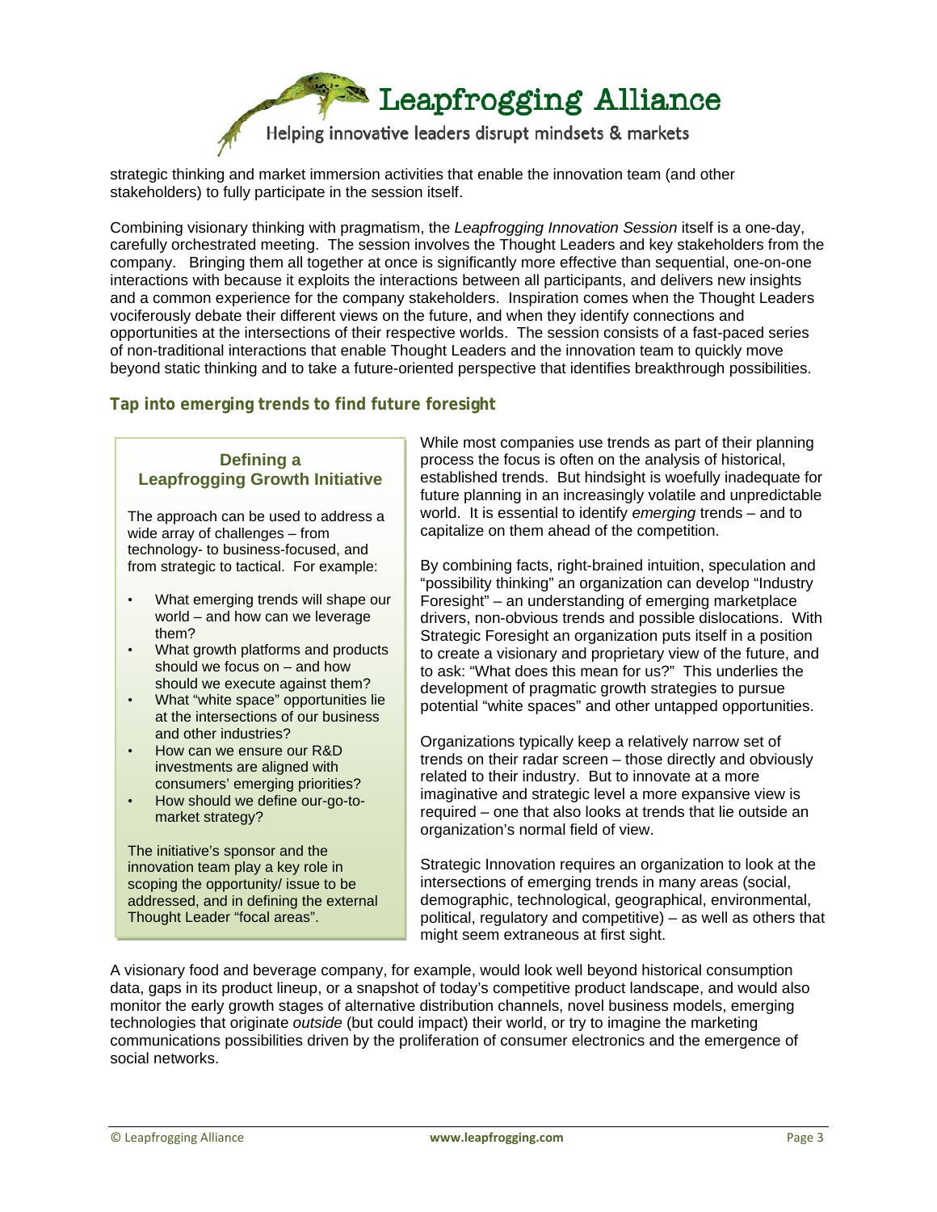strategic thinking and market immersion activities that enable the innovation team (and other stakeholders) to fully participate in the session itself.

Combining visionary thinking with pragmatism, the *Leapfrogging Innovation Session* itself is a one-day, carefully orchestrated meeting. The session involves the Thought Leaders and key stakeholders from the company. Bringing them all together at once is significantly more effective than sequential, one-on-one interactions with because it exploits the interactions between all participants, and delivers new insights and a common experience for the company stakeholders. Inspiration comes when the Thought Leaders vociferously debate their different views on the future, and when they identify connections and opportunities at the intersections of their respective worlds. The session consists of a fast-paced series of non-traditional interactions that enable Thought Leaders and the innovation team to quickly move beyond static thinking and to take a future-oriented perspective that identifies breakthrough possibilities.

## Tap into emerging trends to find future foresight

> **Defining a Leapfrogging Growth Initiative**
>
> The approach can be used to address a wide array of challenges – from technology- to business-focused, and from strategic to tactical. For example:
>
> - What emerging trends will shape our world – and how can we leverage them?
> - What growth platforms and products should we focus on – and how should we execute against them?
> - What "white space" opportunities lie at the intersections of our business and other industries?
> - How can we ensure our R&D investments are aligned with consumers' emerging priorities?
> - How should we define our-go-to-market strategy?
>
> The initiative's sponsor and the innovation team play a key role in scoping the opportunity/ issue to be addressed, and in defining the external Thought Leader "focal areas".

While most companies use trends as part of their planning process the focus is often on the analysis of historical, established trends. But hindsight is woefully inadequate for future planning in an increasingly volatile and unpredictable world. It is essential to identify *emerging* trends – and to capitalize on them ahead of the competition.

By combining facts, right-brained intuition, speculation and "possibility thinking" an organization can develop "Industry Foresight" – an understanding of emerging marketplace drivers, non-obvious trends and possible dislocations. With Strategic Foresight an organization puts itself in a position to create a visionary and proprietary view of the future, and to ask: "What does this mean for us?" This underlies the development of pragmatic growth strategies to pursue potential "white spaces" and other untapped opportunities.

Organizations typically keep a relatively narrow set of trends on their radar screen – those directly and obviously related to their industry. But to innovate at a more imaginative and strategic level a more expansive view is required – one that also looks at trends that lie outside an organization's normal field of view.

Strategic Innovation requires an organization to look at the intersections of emerging trends in many areas (social, demographic, technological, geographical, environmental, political, regulatory and competitive) – as well as others that might seem extraneous at first sight.

A visionary food and beverage company, for example, would look well beyond historical consumption data, gaps in its product lineup, or a snapshot of today's competitive product landscape, and would also monitor the early growth stages of alternative distribution channels, novel business models, emerging technologies that originate *outside* (but could impact) their world, or try to imagine the marketing communications possibilities driven by the proliferation of consumer electronics and the emergence of social networks.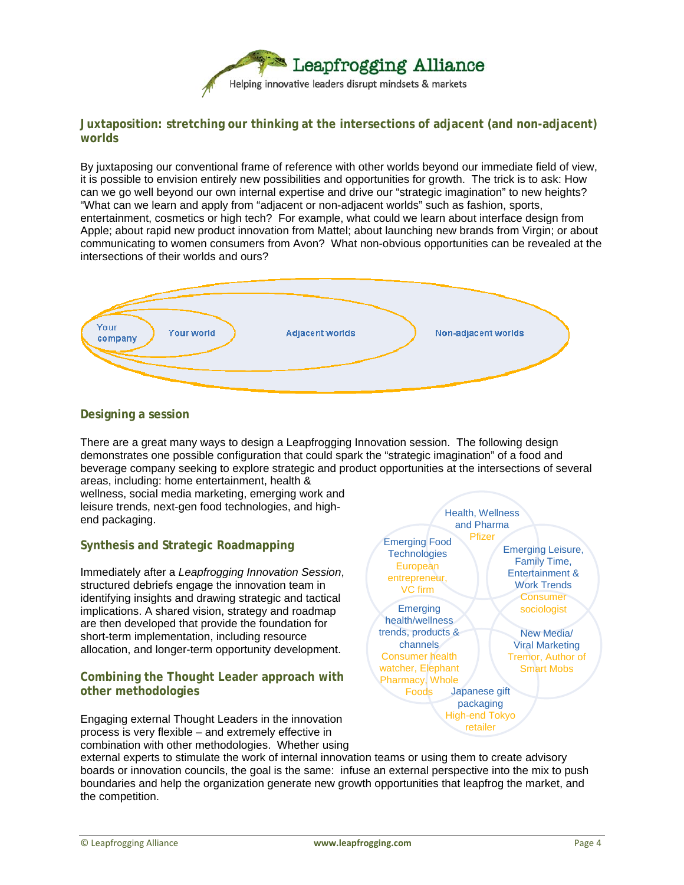## Juxtaposition: stretching our thinking at the intersections of adjacent (and non-adjacent) worlds

By juxtaposing our conventional frame of reference with other worlds beyond our immediate field of view, it is possible to envision entirely new possibilities and opportunities for growth. The trick is to ask: How can we go well beyond our own internal expertise and drive our "strategic imagination" to new heights? "What can we learn and apply from "adjacent or non-adjacent worlds" such as fashion, sports, entertainment, cosmetics or high tech? For example, what could we learn about interface design from Apple; about rapid new product innovation from Mattel; about launching new brands from Virgin; or about communicating to women consumers from Avon? What non-obvious opportunities can be revealed at the intersections of their worlds and ours?

Your company | Your world | Adjacent worlds | Non-adjacent worlds

## Designing a session

There are a great many ways to design a Leapfrogging Innovation session. The following design demonstrates one possible configuration that could spark the "strategic imagination" of a food and beverage company seeking to explore strategic and product opportunities at the intersections of several areas, including: home entertainment, health & wellness, social media marketing, emerging work and leisure trends, next-gen food technologies, and high-end packaging.

- Health, Wellness and Pharma — Pfizer
- Emerging Leisure, Family Time, Entertainment & Work Trends — Consumer sociologist
- New Media/ Viral Marketing — Tremor, Author of Smart Mobs
- Japanese gift packaging — High-end Tokyo retailer
- Emerging health/wellness trends, products & channels — Consumer health watcher, Elephant Pharmacy, Whole Foods
- Emerging Food Technologies — European entrepreneur, VC firm

## Synthesis and Strategic Roadmapping

Immediately after a *Leapfrogging Innovation Session*, structured debriefs engage the innovation team in identifying insights and drawing strategic and tactical implications. A shared vision, strategy and roadmap are then developed that provide the foundation for short-term implementation, including resource allocation, and longer-term opportunity development.

## Combining the Thought Leader approach with other methodologies

Engaging external Thought Leaders in the innovation process is very flexible – and extremely effective in combination with other methodologies. Whether using external experts to stimulate the work of internal innovation teams or using them to create advisory boards or innovation councils, the goal is the same: infuse an external perspective into the mix to push boundaries and help the organization generate new growth opportunities that leapfrog the market, and the competition.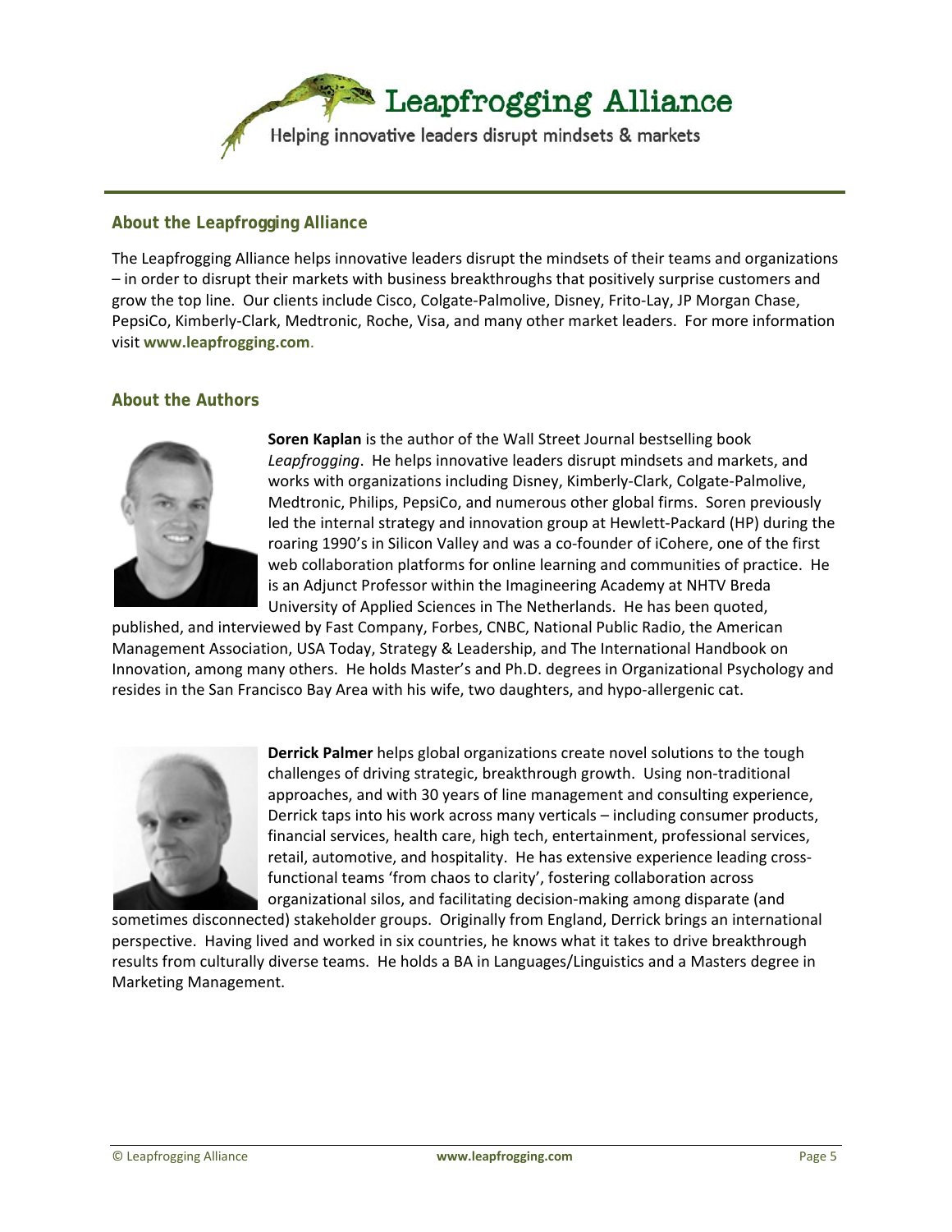# Leapfrogging Alliance

Helping innovative leaders disrupt mindsets & markets

## About the Leapfrogging Alliance

The Leapfrogging Alliance helps innovative leaders disrupt the mindsets of their teams and organizations – in order to disrupt their markets with business breakthroughs that positively surprise customers and grow the top line. Our clients include Cisco, Colgate-Palmolive, Disney, Frito-Lay, JP Morgan Chase, PepsiCo, Kimberly-Clark, Medtronic, Roche, Visa, and many other market leaders. For more information visit **www.leapfrogging.com**.

## About the Authors

**Soren Kaplan** is the author of the Wall Street Journal bestselling book *Leapfrogging*. He helps innovative leaders disrupt mindsets and markets, and works with organizations including Disney, Kimberly-Clark, Colgate-Palmolive, Medtronic, Philips, PepsiCo, and numerous other global firms. Soren previously led the internal strategy and innovation group at Hewlett-Packard (HP) during the roaring 1990's in Silicon Valley and was a co-founder of iCohere, one of the first web collaboration platforms for online learning and communities of practice. He is an Adjunct Professor within the Imagineering Academy at NHTV Breda University of Applied Sciences in The Netherlands. He has been quoted, published, and interviewed by Fast Company, Forbes, CNBC, National Public Radio, the American Management Association, USA Today, Strategy & Leadership, and The International Handbook on Innovation, among many others. He holds Master's and Ph.D. degrees in Organizational Psychology and resides in the San Francisco Bay Area with his wife, two daughters, and hypo-allergenic cat.

**Derrick Palmer** helps global organizations create novel solutions to the tough challenges of driving strategic, breakthrough growth. Using non-traditional approaches, and with 30 years of line management and consulting experience, Derrick taps into his work across many verticals – including consumer products, financial services, health care, high tech, entertainment, professional services, retail, automotive, and hospitality. He has extensive experience leading cross-functional teams 'from chaos to clarity', fostering collaboration across organizational silos, and facilitating decision-making among disparate (and sometimes disconnected) stakeholder groups. Originally from England, Derrick brings an international perspective. Having lived and worked in six countries, he knows what it takes to drive breakthrough results from culturally diverse teams. He holds a BA in Languages/Linguistics and a Masters degree in Marketing Management.